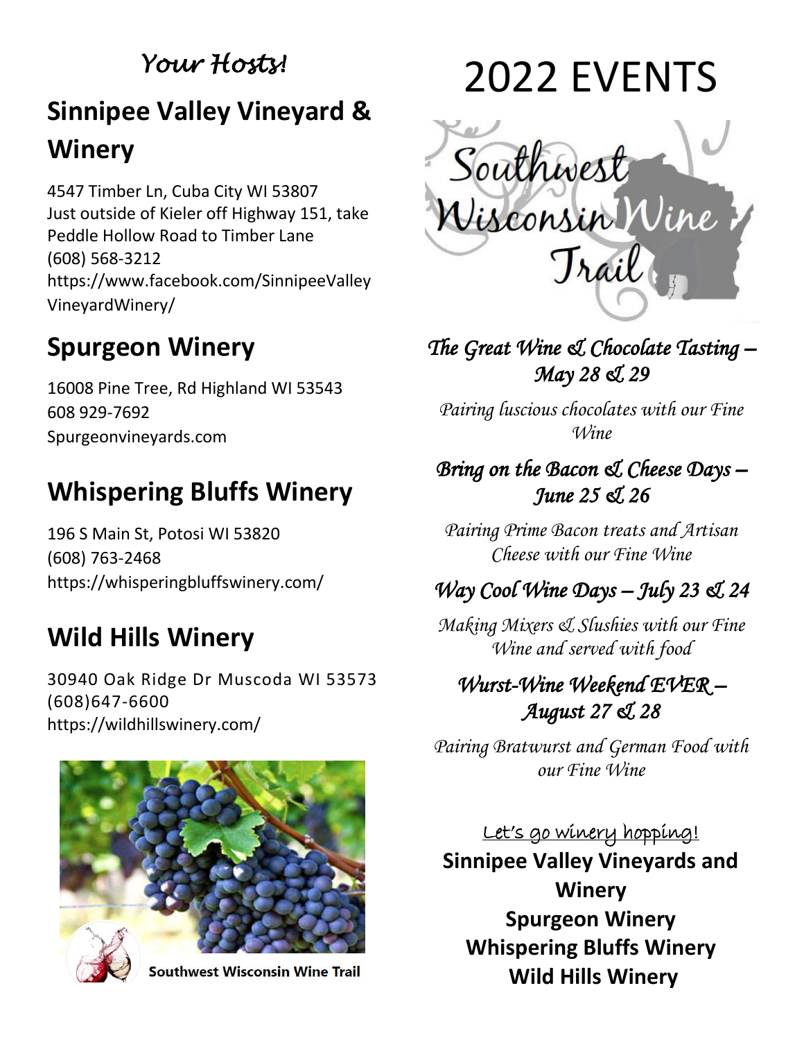*Your Hosts!*

## Sinnipee Valley Vineyard & Winery

4547 Timber Ln, Cuba City WI 53807
Just outside of Kieler off Highway 151, take Peddle Hollow Road to Timber Lane
(608) 568-3212
https://www.facebook.com/SinnipeeValleyVineyardWinery/

## Spurgeon Winery

16008 Pine Tree, Rd Highland WI 53543
608 929-7692
Spurgeonvineyards.com

## Whispering Bluffs Winery

196 S Main St, Potosi WI 53820
(608) 763-2468
https://whisperingbluffswinery.com/

## Wild Hills Winery

30940 Oak Ridge Dr Muscoda WI 53573
(608)647-6600
https://wildhillswinery.com/

Southwest Wisconsin Wine Trail

# 2022 EVENTS

Southwest Wisconsin Wine Trail

### *The Great Wine & Chocolate Tasting – May 28 & 29*

*Pairing luscious chocolates with our Fine Wine*

### *Bring on the Bacon & Cheese Days – June 25 & 26*

*Pairing Prime Bacon treats and Artisan Cheese with our Fine Wine*

### *Way Cool Wine Days – July 23 & 24*

*Making Mixers & Slushies with our Fine Wine and served with food*

### *Wurst-Wine Weekend EVER – August 27 & 28*

*Pairing Bratwurst and German Food with our Fine Wine*

<u>Let's go winery hopping!</u>

**Sinnipee Valley Vineyards and Winery**
**Spurgeon Winery**
**Whispering Bluffs Winery**
**Wild Hills Winery**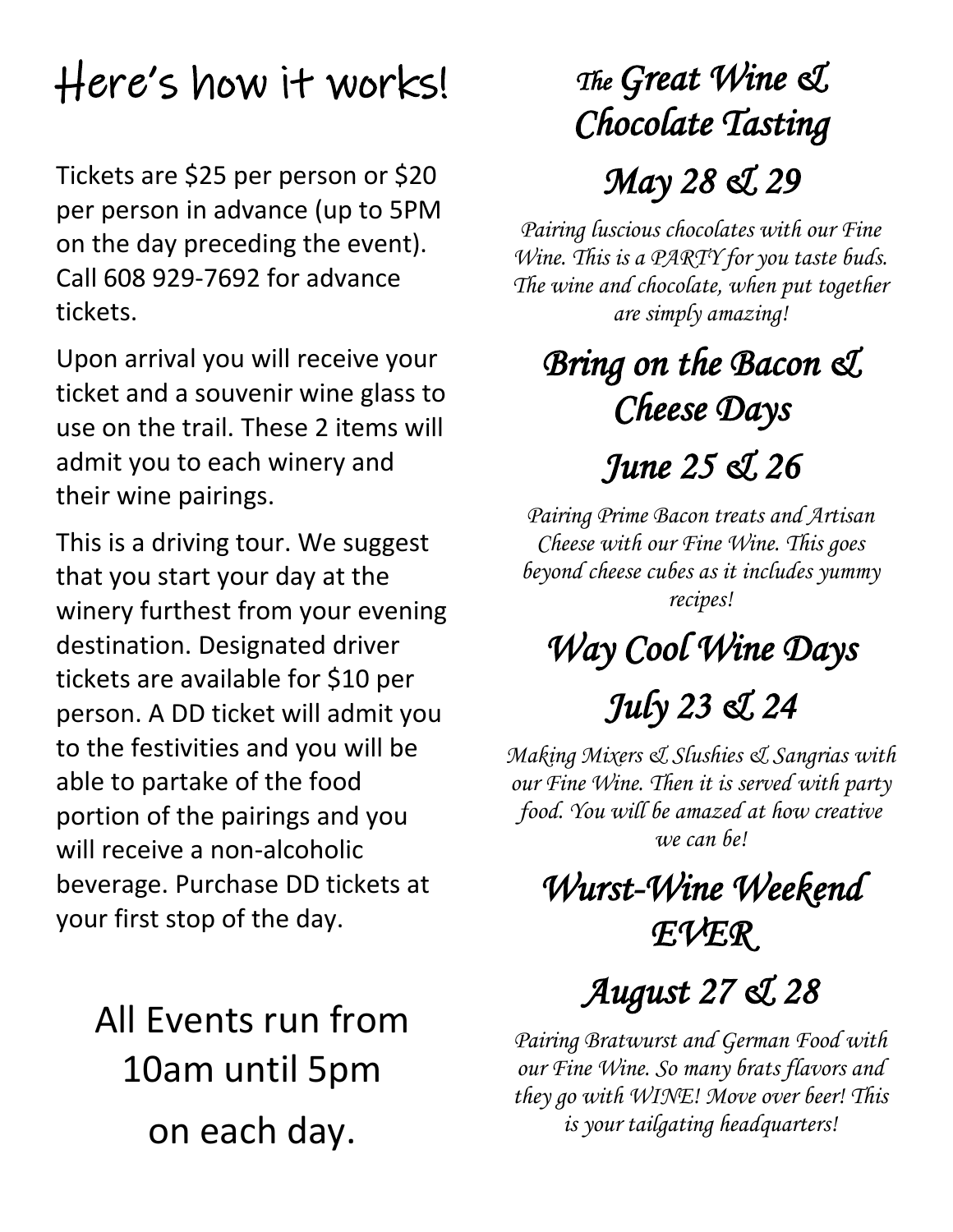# Here's how it works!

Tickets are $25 per person or $20 per person in advance (up to 5PM on the day preceding the event). Call 608 929-7692 for advance tickets.

Upon arrival you will receive your ticket and a souvenir wine glass to use on the trail. These 2 items will admit you to each winery and their wine pairings.

This is a driving tour. We suggest that you start your day at the winery furthest from your evening destination. Designated driver tickets are available for $10 per person. A DD ticket will admit you to the festivities and you will be able to partake of the food portion of the pairings and you will receive a non-alcoholic beverage. Purchase DD tickets at your first stop of the day.

All Events run from 10am until 5pm on each day.

## *The Great Wine & Chocolate Tasting*

## *May 28 & 29*

*Pairing luscious chocolates with our Fine Wine. This is a PARTY for you taste buds. The wine and chocolate, when put together are simply amazing!*

## *Bring on the Bacon & Cheese Days*

## *June 25 & 26*

*Pairing Prime Bacon treats and Artisan Cheese with our Fine Wine. This goes beyond cheese cubes as it includes yummy recipes!*

## *Way Cool Wine Days*

## *July 23 & 24*

*Making Mixers & Slushies & Sangrias with our Fine Wine. Then it is served with party food. You will be amazed at how creative we can be!*

## *Wurst-Wine Weekend EVER*

## *August 27 & 28*

*Pairing Bratwurst and German Food with our Fine Wine. So many brats flavors and they go with WINE! Move over beer! This is your tailgating headquarters!*